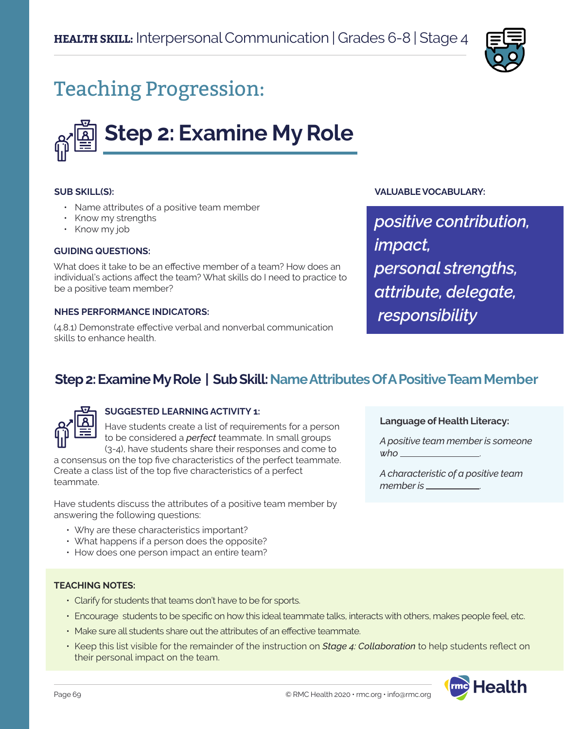**HEALTH SKILL:** Interpersonal Communication | Grades 6-8 | Stage 4

# Teaching Progression:

## Step 2: Examine My Role

**SUB SKILL(S):**

- Name attributes of a positive team member
- Know my strengths
- Know my job

**GUIDING QUESTIONS:**

What does it take to be an effective member of a team? How does an individual's actions affect the team? What skills do I need to practice to be a positive team member?

**NHES PERFORMANCE INDICATORS:**

(4.8.1) Demonstrate effective verbal and nonverbal communication skills to enhance health.

**VALUABLE VOCABULARY:**

*positive contribution, impact, personal strengths, attribute, delegate, responsibility*

### Step 2: Examine My Role | Sub Skill: Name Attributes Of A Positive Team Member

**SUGGESTED LEARNING ACTIVITY 1:**

Have students create a list of requirements for a person to be considered a *perfect* teammate. In small groups (3-4), have students share their responses and come to a consensus on the top five characteristics of the perfect teammate. Create a class list of the top five characteristics of a perfect teammate.

Have students discuss the attributes of a positive team member by answering the following questions:

- Why are these characteristics important?
- What happens if a person does the opposite?
- How does one person impact an entire team?

**Language of Health Literacy:**

*A positive team member is someone who* ________________.

*A characteristic of a positive team member is* ____________.

**TEACHING NOTES:**

- Clarify for students that teams don't have to be for sports.
- Encourage students to be specific on how this ideal teammate talks, interacts with others, makes people feel, etc.
- Make sure all students share out the attributes of an effective teammate.
- Keep this list visible for the remainder of the instruction on *Stage 4: Collaboration* to help students reflect on their personal impact on the team.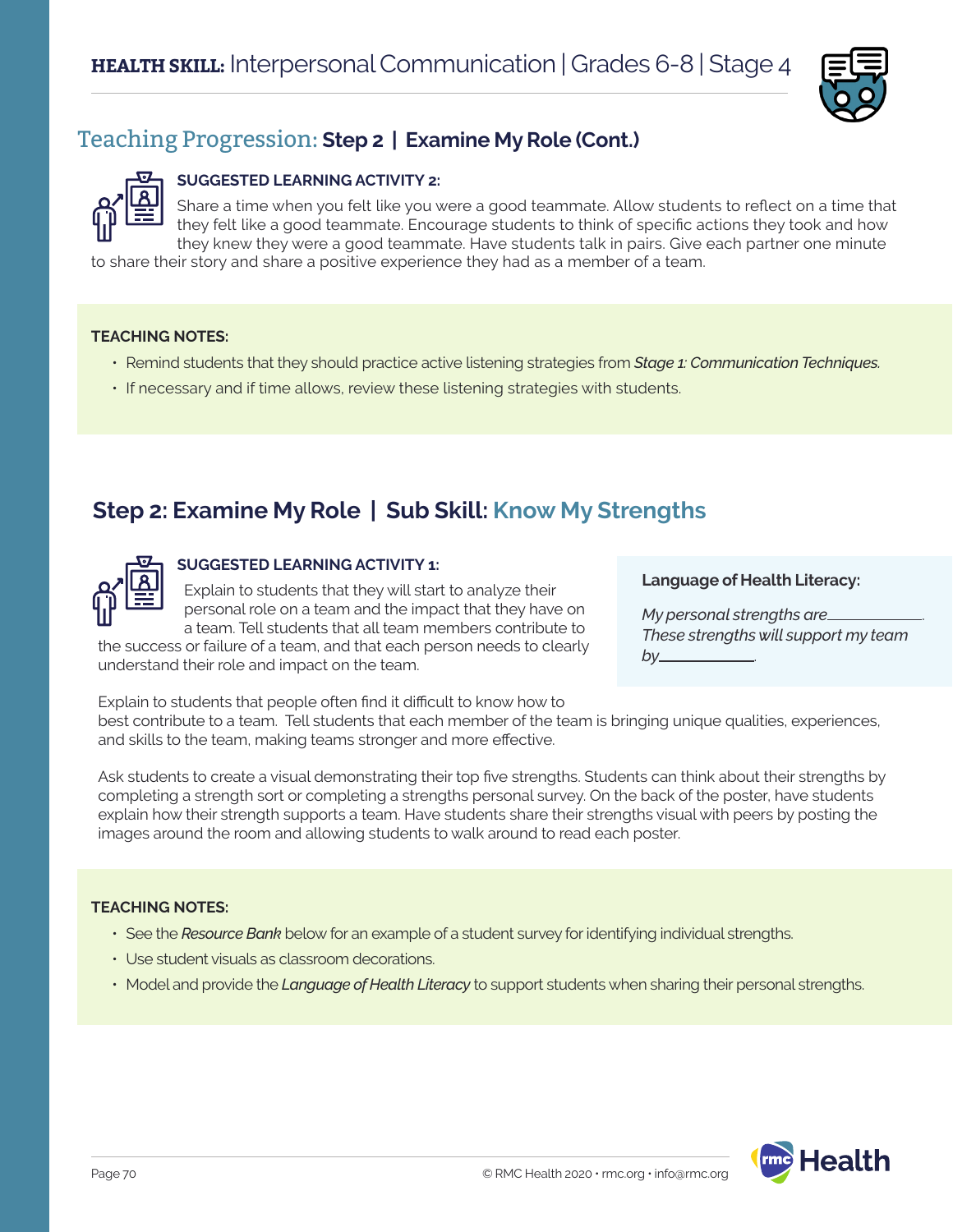## Teaching Progression: Step 2 | Examine My Role (Cont.)

**SUGGESTED LEARNING ACTIVITY 2:**

Share a time when you felt like you were a good teammate. Allow students to reflect on a time that they felt like a good teammate. Encourage students to think of specific actions they took and how they knew they were a good teammate. Have students talk in pairs. Give each partner one minute to share their story and share a positive experience they had as a member of a team.

**TEACHING NOTES:**

- Remind students that they should practice active listening strategies from *Stage 1: Communication Techniques.*
- If necessary and if time allows, review these listening strategies with students.

## Step 2: Examine My Role | Sub Skill: Know My Strengths

**SUGGESTED LEARNING ACTIVITY 1:**

Explain to students that they will start to analyze their personal role on a team and the impact that they have on a team. Tell students that all team members contribute to the success or failure of a team, and that each person needs to clearly understand their role and impact on the team.

Explain to students that people often find it difficult to know how to best contribute to a team. Tell students that each member of the team is bringing unique qualities, experiences, and skills to the team, making teams stronger and more effective.

Ask students to create a visual demonstrating their top five strengths. Students can think about their strengths by completing a strength sort or completing a strengths personal survey. On the back of the poster, have students explain how their strength supports a team. Have students share their strengths visual with peers by posting the images around the room and allowing students to walk around to read each poster.

**Language of Health Literacy:**

*My personal strengths are___________. These strengths will support my team by___________.*

**TEACHING NOTES:**

- See the *Resource Bank* below for an example of a student survey for identifying individual strengths.
- Use student visuals as classroom decorations.
- Model and provide the *Language of Health Literacy* to support students when sharing their personal strengths.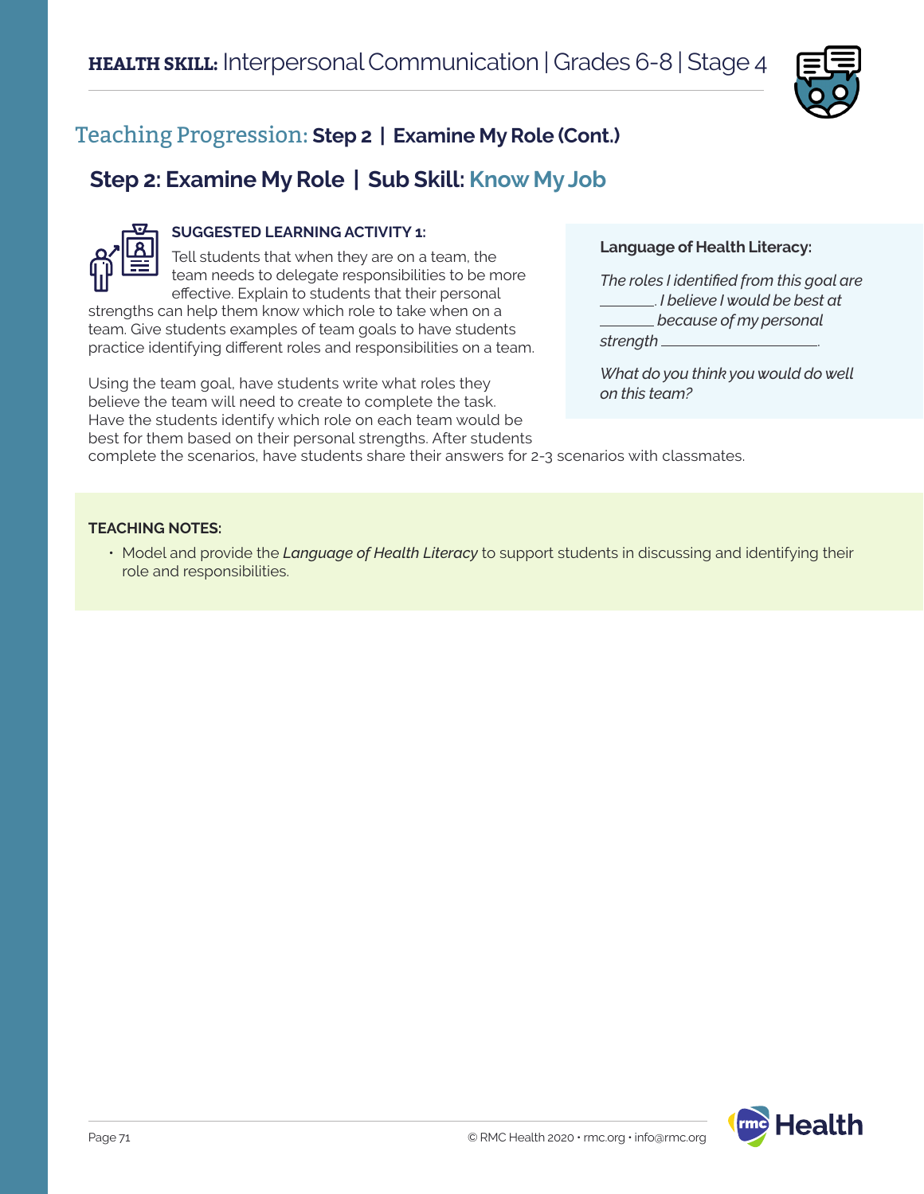**HEALTH SKILL:** Interpersonal Communication | Grades 6-8 | Stage 4

## Teaching Progression: Step 2 | Examine My Role (Cont.)

### Step 2: Examine My Role | Sub Skill: Know My Job

**SUGGESTED LEARNING ACTIVITY 1:**

Tell students that when they are on a team, the team needs to delegate responsibilities to be more effective. Explain to students that their personal strengths can help them know which role to take when on a team. Give students examples of team goals to have students practice identifying different roles and responsibilities on a team.

Using the team goal, have students write what roles they believe the team will need to create to complete the task. Have the students identify which role on each team would be best for them based on their personal strengths. After students complete the scenarios, have students share their answers for 2-3 scenarios with classmates.

**Language of Health Literacy:**

*The roles I identified from this goal are ______. I believe I would be best at ______ because of my personal strength ________________.*

*What do you think you would do well on this team?*

**TEACHING NOTES:**

- Model and provide the *Language of Health Literacy* to support students in discussing and identifying their role and responsibilities.